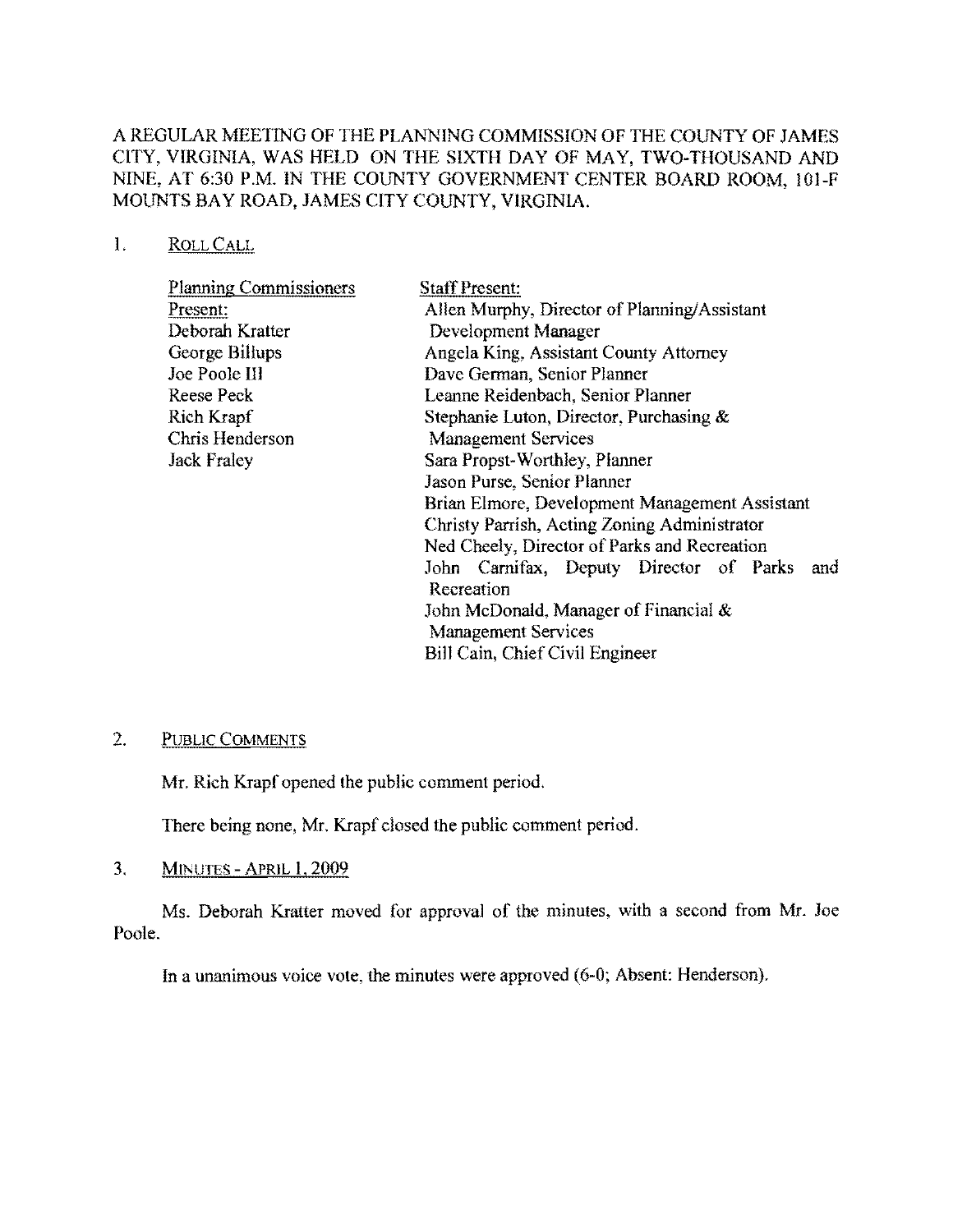A REGULAR MEETING OF THE PLANNING COMMISSION OF THE COUNTY OF JAMES CITY, VIRGINIA, WAS HELD ON THE SIXTH DAY OF MAY, TWO-THOUSAND AND NINE, AT 6:30 P.M. IN THE COUNTY GOVERNMENT CENTER BOARD ROOM, 101-F MOUNTS BAY ROAD, JAMES CITY COUNTY, VIRGINIA.

1. ROLL CALL

| Planning Commissioners Present: | Staff Present: |
|---|---|
| Deborah Kratter | Allen Murphy, Director of Planning/Assistant Development Manager |
| George Billups | Angela King, Assistant County Attorney |
| Joe Poole III | Dave German, Senior Planner |
| Reese Peck | Leanne Reidenbach, Senior Planner |
| Rich Krapf | Stephanie Luton, Director, Purchasing & Management Services |
| Chris Henderson | Sara Propst-Worthley, Planner |
| Jack Fraley | Jason Purse, Senior Planner |
| | Brian Elmore, Development Management Assistant |
| | Christy Parrish, Acting Zoning Administrator |
| | Ned Cheely, Director of Parks and Recreation |
| | John Carnifax, Deputy Director of Parks and Recreation |
| | John McDonald, Manager of Financial & Management Services |
| | Bill Cain, Chief Civil Engineer |

2. PUBLIC COMMENTS

Mr. Rich Krapf opened the public comment period.

There being none, Mr. Krapf closed the public comment period.

3. MINUTES - APRIL 1, 2009

Ms. Deborah Kratter moved for approval of the minutes, with a second from Mr. Joe Poole.

In a unanimous voice vote, the minutes were approved (6-0; Absent: Henderson).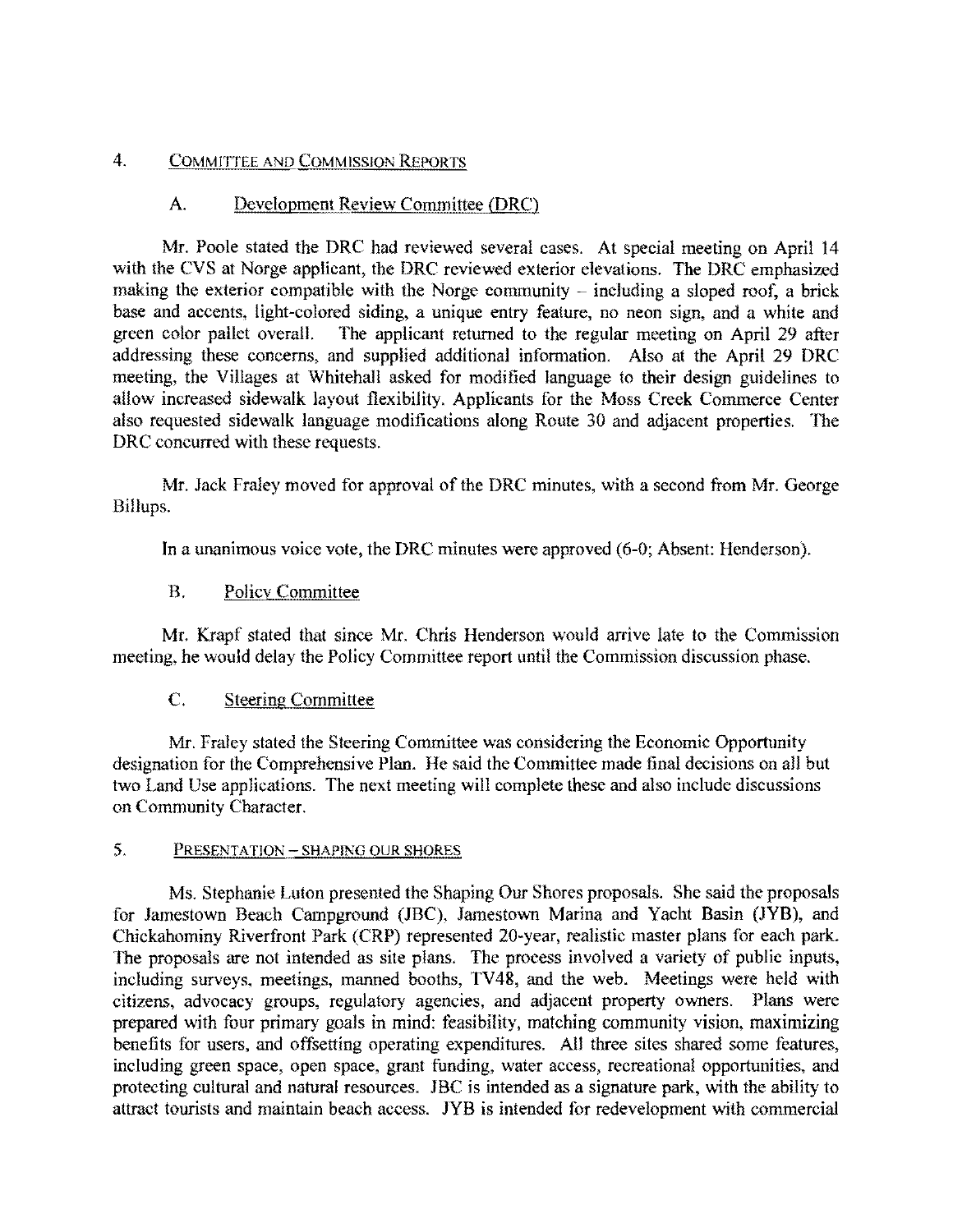## 4. Committee and Commission Reports

### A. Development Review Committee (DRC)

Mr. Poole stated the DRC had reviewed several cases. At special meeting on April 14 with the CVS at Norge applicant, the DRC reviewed exterior elevations. The DRC emphasized making the exterior compatible with the Norge community – including a sloped roof, a brick base and accents, light-colored siding, a unique entry feature, no neon sign, and a white and green color pallet overall. The applicant returned to the regular meeting on April 29 after addressing these concerns, and supplied additional information. Also at the April 29 DRC meeting, the Villages at Whitehall asked for modified language to their design guidelines to allow increased sidewalk layout flexibility. Applicants for the Moss Creek Commerce Center also requested sidewalk language modifications along Route 30 and adjacent properties. The DRC concurred with these requests.

Mr. Jack Fraley moved for approval of the DRC minutes, with a second from Mr. George Billups.

In a unanimous voice vote, the DRC minutes were approved (6-0; Absent: Henderson).

### B. Policy Committee

Mr. Krapf stated that since Mr. Chris Henderson would arrive late to the Commission meeting, he would delay the Policy Committee report until the Commission discussion phase.

### C. Steering Committee

Mr. Fraley stated the Steering Committee was considering the Economic Opportunity designation for the Comprehensive Plan. He said the Committee made final decisions on all but two Land Use applications. The next meeting will complete these and also include discussions on Community Character.

## 5. Presentation – Shaping Our Shores

Ms. Stephanie Luton presented the Shaping Our Shores proposals. She said the proposals for Jamestown Beach Campground (JBC), Jamestown Marina and Yacht Basin (JYB), and Chickahominy Riverfront Park (CRP) represented 20-year, realistic master plans for each park. The proposals are not intended as site plans. The process involved a variety of public inputs, including surveys, meetings, manned booths, TV48, and the web. Meetings were held with citizens, advocacy groups, regulatory agencies, and adjacent property owners. Plans were prepared with four primary goals in mind: feasibility, matching community vision, maximizing benefits for users, and offsetting operating expenditures. All three sites shared some features, including green space, open space, grant funding, water access, recreational opportunities, and protecting cultural and natural resources. JBC is intended as a signature park, with the ability to attract tourists and maintain beach access. JYB is intended for redevelopment with commercial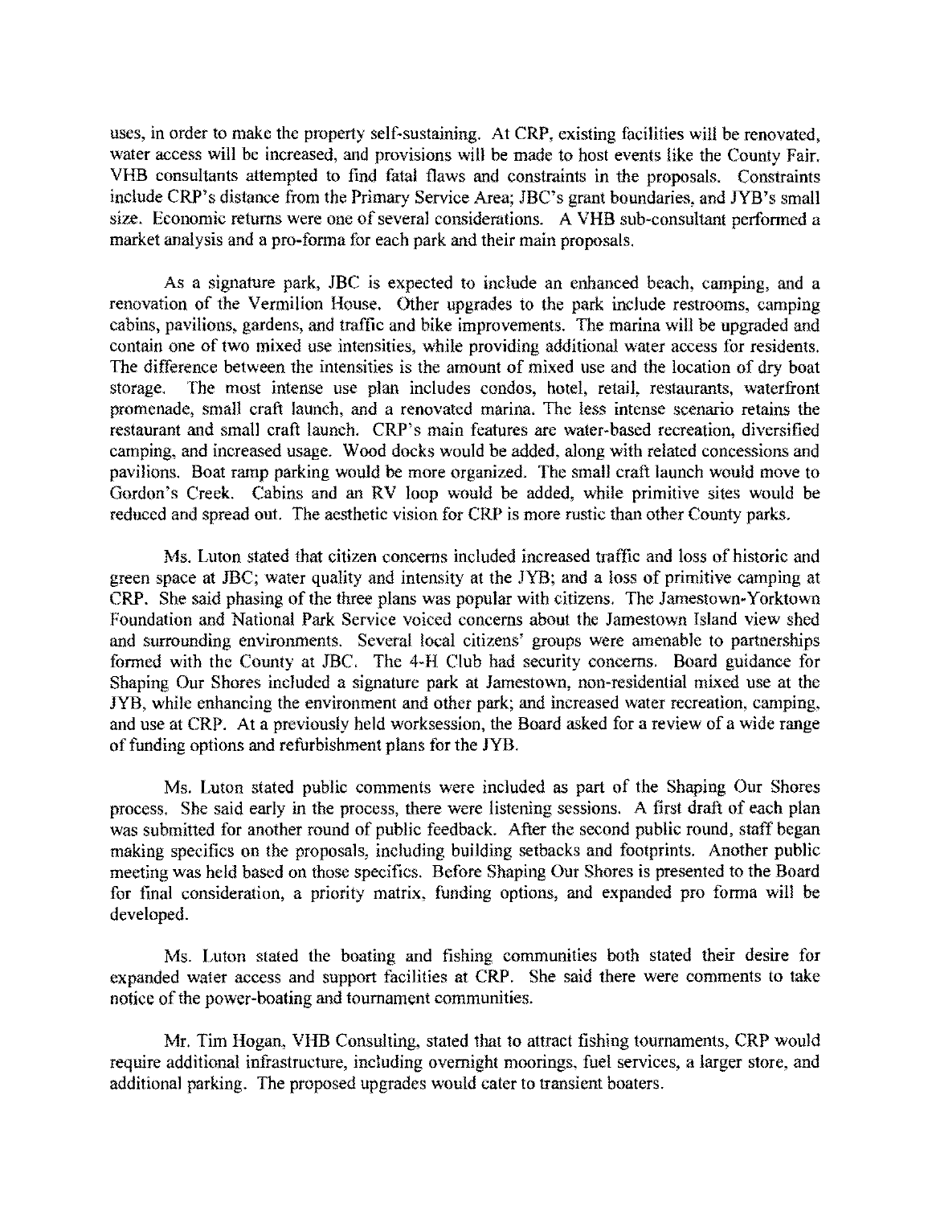uses, in order to make the property self-sustaining. At CRP, existing facilities will be renovated, water access will be increased, and provisions will be made to host events like the County Fair. VHB consultants attempted to find fatal flaws and constraints in the proposals. Constraints include CRP's distance from the Primary Service Area; JBC's grant boundaries, and JYB's small size. Economic returns were one of several considerations. A VHB sub-consultant performed a market analysis and a pro-forma for each park and their main proposals.

As a signature park, JBC is expected to include an enhanced beach, camping, and a renovation of the Vermilion House. Other upgrades to the park include restrooms, camping cabins, pavilions, gardens, and traffic and bike improvements. The marina will be upgraded and contain one of two mixed use intensities, while providing additional water access for residents. The difference between the intensities is the amount of mixed use and the location of dry boat storage. The most intense use plan includes condos, hotel, retail, restaurants, waterfront promenade, small craft launch, and a renovated marina. The less intense scenario retains the restaurant and small craft launch. CRP's main features are water-based recreation, diversified camping, and increased usage. Wood docks would be added, along with related concessions and pavilions. Boat ramp parking would be more organized. The small craft launch would move to Gordon's Creek. Cabins and an RV loop would be added, while primitive sites would be reduced and spread out. The aesthetic vision for CRP is more rustic than other County parks.

Ms. Luton stated that citizen concerns included increased traffic and loss of historic and green space at JBC; water quality and intensity at the JYB; and a loss of primitive camping at CRP. She said phasing of the three plans was popular with citizens. The Jamestown-Yorktown Foundation and National Park Service voiced concerns about the Jamestown Island view shed and surrounding environments. Several local citizens' groups were amenable to partnerships formed with the County at JBC. The 4-H Club had security concerns. Board guidance for Shaping Our Shores included a signature park at Jamestown, non-residential mixed use at the JYB, while enhancing the environment and other park; and increased water recreation, camping, and use at CRP. At a previously held worksession, the Board asked for a review of a wide range of funding options and refurbishment plans for the JYB.

Ms. Luton stated public comments were included as part of the Shaping Our Shores process. She said early in the process, there were listening sessions. A first draft of each plan was submitted for another round of public feedback. After the second public round, staff began making specifics on the proposals, including building setbacks and footprints. Another public meeting was held based on those specifics. Before Shaping Our Shores is presented to the Board for final consideration, a priority matrix, funding options, and expanded pro forma will be developed.

Ms. Luton stated the boating and fishing communities both stated their desire for expanded water access and support facilities at CRP. She said there were comments to take notice of the power-boating and tournament communities.

Mr. Tim Hogan, VHB Consulting, stated that to attract fishing tournaments, CRP would require additional infrastructure, including overnight moorings, fuel services, a larger store, and additional parking. The proposed upgrades would cater to transient boaters.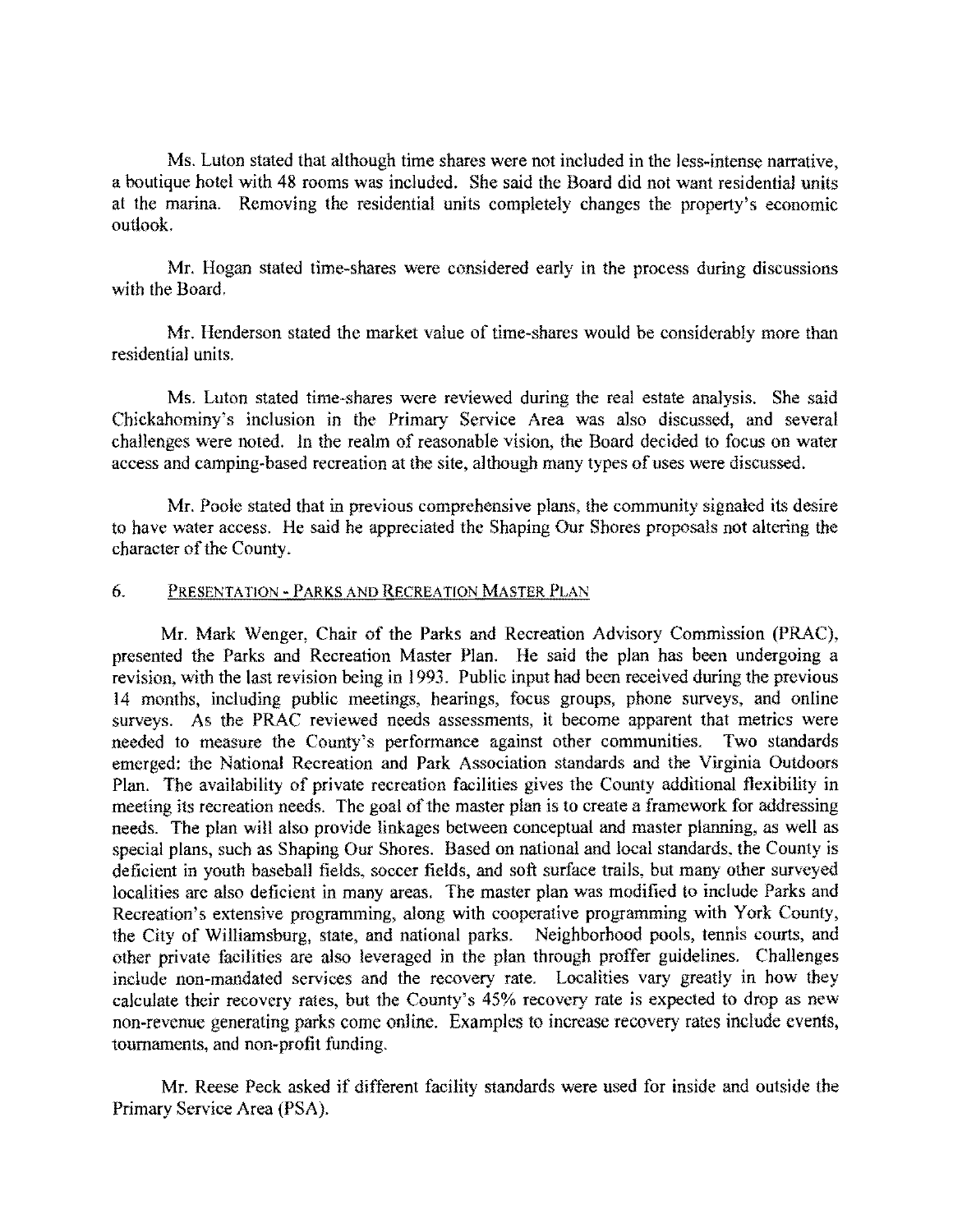Ms. Luton stated that although time shares were not included in the less-intense narrative, a boutique hotel with 48 rooms was included. She said the Board did not want residential units at the marina. Removing the residential units completely changes the property's economic outlook.

Mr. Hogan stated time-shares were considered early in the process during discussions with the Board.

Mr. Henderson stated the market value of time-shares would be considerably more than residential units.

Ms. Luton stated time-shares were reviewed during the real estate analysis. She said Chickahominy's inclusion in the Primary Service Area was also discussed, and several challenges were noted. In the realm of reasonable vision, the Board decided to focus on water access and camping-based recreation at the site, although many types of uses were discussed.

Mr. Poole stated that in previous comprehensive plans, the community signaled its desire to have water access. He said he appreciated the Shaping Our Shores proposals not altering the character of the County.

## 6. PRESENTATION - PARKS AND RECREATION MASTER PLAN

Mr. Mark Wenger, Chair of the Parks and Recreation Advisory Commission (PRAC), presented the Parks and Recreation Master Plan. He said the plan has been undergoing a revision, with the last revision being in 1993. Public input had been received during the previous 14 months, including public meetings, hearings, focus groups, phone surveys, and online surveys. As the PRAC reviewed needs assessments, it become apparent that metrics were needed to measure the County's performance against other communities. Two standards emerged: the National Recreation and Park Association standards and the Virginia Outdoors Plan. The availability of private recreation facilities gives the County additional flexibility in meeting its recreation needs. The goal of the master plan is to create a framework for addressing needs. The plan will also provide linkages between conceptual and master planning, as well as special plans, such as Shaping Our Shores. Based on national and local standards, the County is deficient in youth baseball fields, soccer fields, and soft surface trails, but many other surveyed localities are also deficient in many areas. The master plan was modified to include Parks and Recreation's extensive programming, along with cooperative programming with York County, the City of Williamsburg, state, and national parks. Neighborhood pools, tennis courts, and other private facilities are also leveraged in the plan through proffer guidelines. Challenges include non-mandated services and the recovery rate. Localities vary greatly in how they calculate their recovery rates, but the County's 45% recovery rate is expected to drop as new non-revenue generating parks come online. Examples to increase recovery rates include events, tournaments, and non-profit funding.

Mr. Reese Peck asked if different facility standards were used for inside and outside the Primary Service Area (PSA).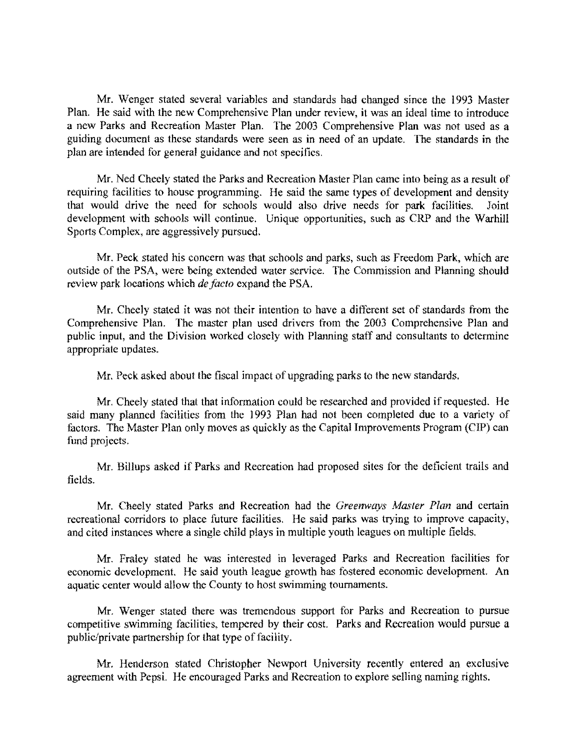Mr. Wenger stated several variables and standards had changed since the 1993 Master Plan. He said with the new Comprehensive Plan under review, it was an ideal time to introduce a new Parks and Recreation Master Plan. The 2003 Comprehensive Plan was not used as a guiding document as these standards were seen as in need of an update. The standards in the plan are intended for general guidance and not specifics.

Mr. Ned Cheely stated the Parks and Recreation Master Plan came into being as a result of requiring facilities to house programming. He said the same types of development and density that would drive the need for schools would also drive needs for park facilities. Joint development with schools will continue. Unique opportunities, such as CRP and the Warhill Sports Complex, are aggressively pursued.

Mr. Peck stated his concern was that schools and parks, such as Freedom Park, which are outside of the PSA, were being extended water service. The Commission and Planning should review park locations which *de facto* expand the PSA.

Mr. Cheely stated it was not their intention to have a different set of standards from the Comprehensive Plan. The master plan used drivers from the 2003 Comprehensive Plan and public input, and the Division worked closely with Planning staff and consultants to determine appropriate updates.

Mr. Peck asked about the fiscal impact of upgrading parks to the new standards.

Mr. Cheely stated that that information could be researched and provided if requested. He said many planned facilities from the 1993 Plan had not been completed due to a variety of factors. The Master Plan only moves as quickly as the Capital Improvements Program (CIP) can fund projects.

Mr. Billups asked if Parks and Recreation had proposed sites for the deficient trails and fields.

Mr. Cheely stated Parks and Recreation had the *Greenways Master Plan* and certain recreational corridors to place future facilities. He said parks was trying to improve capacity, and cited instances where a single child plays in multiple youth leagues on multiple fields.

Mr. Fraley stated he was interested in leveraged Parks and Recreation facilities for economic development. He said youth league growth has fostered economic development. An aquatic center would allow the County to host swimming tournaments.

Mr. Wenger stated there was tremendous support for Parks and Recreation to pursue competitive swimming facilities, tempered by their cost. Parks and Recreation would pursue a public/private partnership for that type of facility.

Mr. Henderson stated Christopher Newport University recently entered an exclusive agreement with Pepsi. He encouraged Parks and Recreation to explore selling naming rights.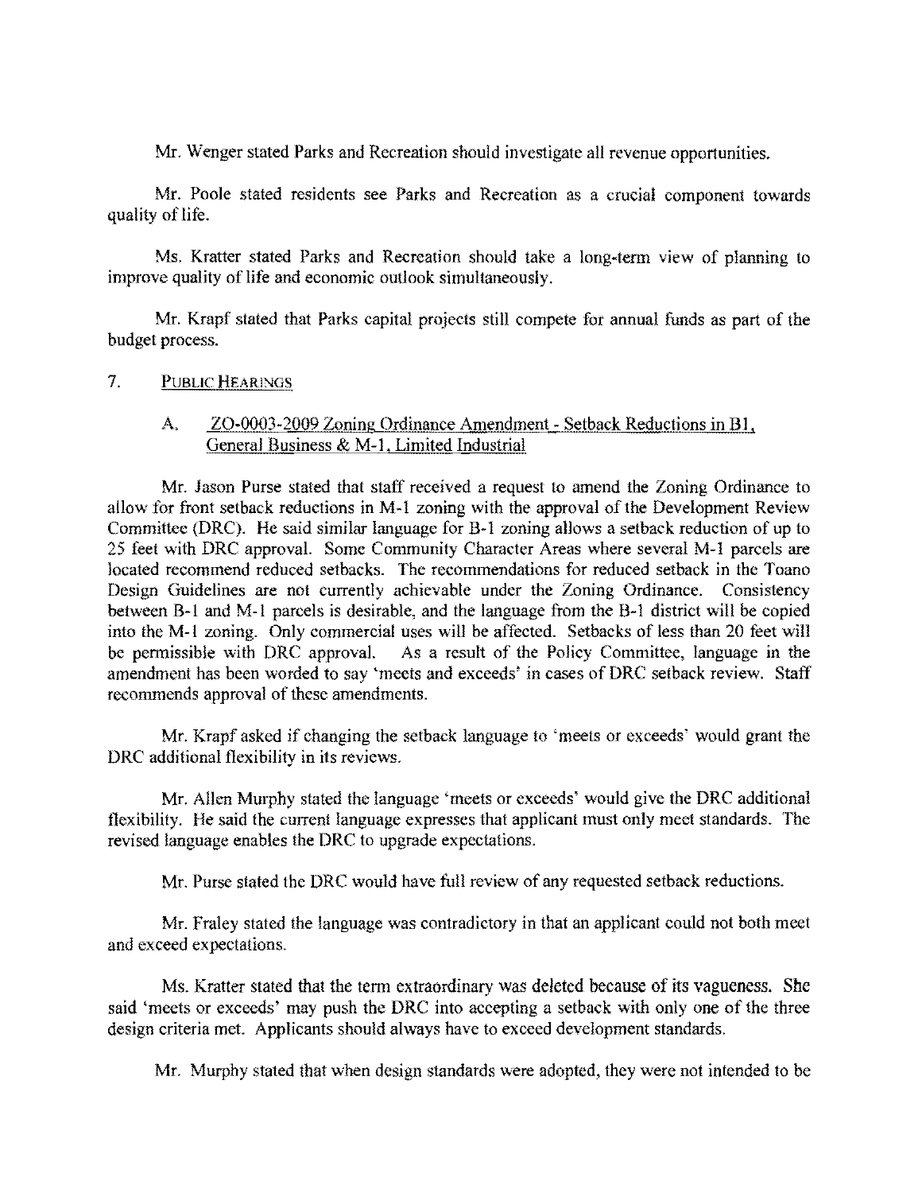Mr. Wenger stated Parks and Recreation should investigate all revenue opportunities.

Mr. Poole stated residents see Parks and Recreation as a crucial component towards quality of life.

Ms. Kratter stated Parks and Recreation should take a long-term view of planning to improve quality of life and economic outlook simultaneously.

Mr. Krapf stated that Parks capital projects still compete for annual funds as part of the budget process.

7. PUBLIC HEARINGS

A. ZO-0003-2009 Zoning Ordinance Amendment - Setback Reductions in B1, General Business & M-1, Limited Industrial

Mr. Jason Purse stated that staff received a request to amend the Zoning Ordinance to allow for front setback reductions in M-1 zoning with the approval of the Development Review Committee (DRC). He said similar language for B-1 zoning allows a setback reduction of up to 25 feet with DRC approval. Some Community Character Areas where several M-1 parcels are located recommend reduced setbacks. The recommendations for reduced setback in the Toano Design Guidelines are not currently achievable under the Zoning Ordinance. Consistency between B-1 and M-1 parcels is desirable, and the language from the B-1 district will be copied into the M-1 zoning. Only commercial uses will be affected. Setbacks of less than 20 feet will be permissible with DRC approval. As a result of the Policy Committee, language in the amendment has been worded to say 'meets and exceeds' in cases of DRC setback review. Staff recommends approval of these amendments.

Mr. Krapf asked if changing the setback language to 'meets or exceeds' would grant the DRC additional flexibility in its reviews.

Mr. Allen Murphy stated the language 'meets or exceeds' would give the DRC additional flexibility. He said the current language expresses that applicant must only meet standards. The revised language enables the DRC to upgrade expectations.

Mr. Purse stated the DRC would have full review of any requested setback reductions.

Mr. Fraley stated the language was contradictory in that an applicant could not both meet and exceed expectations.

Ms. Kratter stated that the term extraordinary was deleted because of its vagueness. She said 'meets or exceeds' may push the DRC into accepting a setback with only one of the three design criteria met. Applicants should always have to exceed development standards.

Mr. Murphy stated that when design standards were adopted, they were not intended to be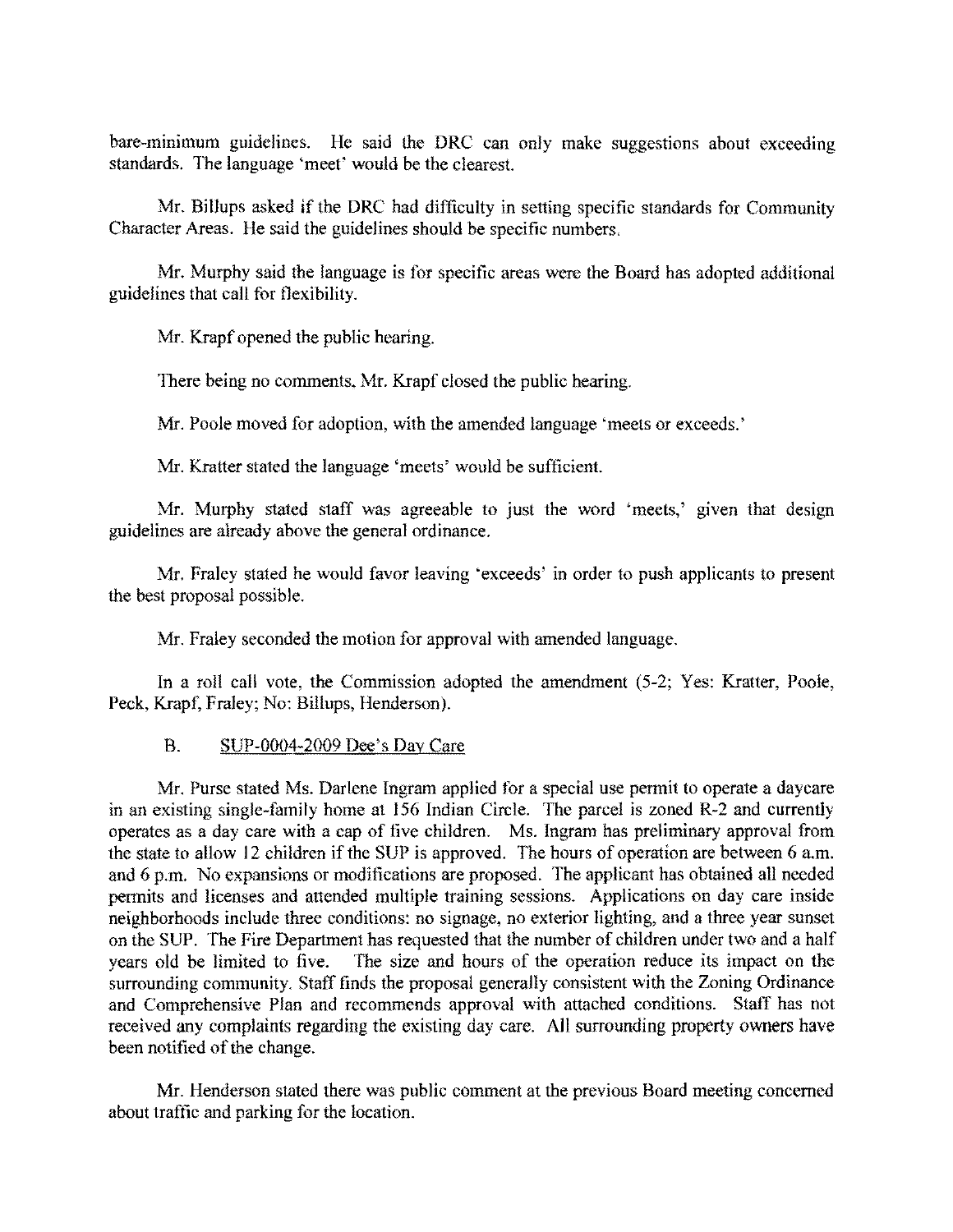bare-minimum guidelines. He said the DRC can only make suggestions about exceeding standards. The language 'meet' would be the clearest.

Mr. Billups asked if the DRC had difficulty in setting specific standards for Community Character Areas. He said the guidelines should be specific numbers.

Mr. Murphy said the language is for specific areas were the Board has adopted additional guidelines that call for flexibility.

Mr. Krapf opened the public hearing.

There being no comments, Mr. Krapf closed the public hearing.

Mr. Poole moved for adoption, with the amended language 'meets or exceeds.'

Mr. Kratter stated the language 'meets' would be sufficient.

Mr. Murphy stated staff was agreeable to just the word 'meets,' given that design guidelines are already above the general ordinance.

Mr. Fraley stated he would favor leaving 'exceeds' in order to push applicants to present the best proposal possible.

Mr. Fraley seconded the motion for approval with amended language.

In a roll call vote, the Commission adopted the amendment (5-2; Yes: Kratter, Poole, Peck, Krapf, Fraley; No: Billups, Henderson).

B. SUP-0004-2009 Dee's Day Care

Mr. Purse stated Ms. Darlene Ingram applied for a special use permit to operate a daycare in an existing single-family home at 156 Indian Circle. The parcel is zoned R-2 and currently operates as a day care with a cap of five children. Ms. Ingram has preliminary approval from the state to allow 12 children if the SUP is approved. The hours of operation are between 6 a.m. and 6 p.m. No expansions or modifications are proposed. The applicant has obtained all needed permits and licenses and attended multiple training sessions. Applications on day care inside neighborhoods include three conditions: no signage, no exterior lighting, and a three year sunset on the SUP. The Fire Department has requested that the number of children under two and a half years old be limited to five. The size and hours of the operation reduce its impact on the surrounding community. Staff finds the proposal generally consistent with the Zoning Ordinance and Comprehensive Plan and recommends approval with attached conditions. Staff has not received any complaints regarding the existing day care. All surrounding property owners have been notified of the change.

Mr. Henderson stated there was public comment at the previous Board meeting concerned about traffic and parking for the location.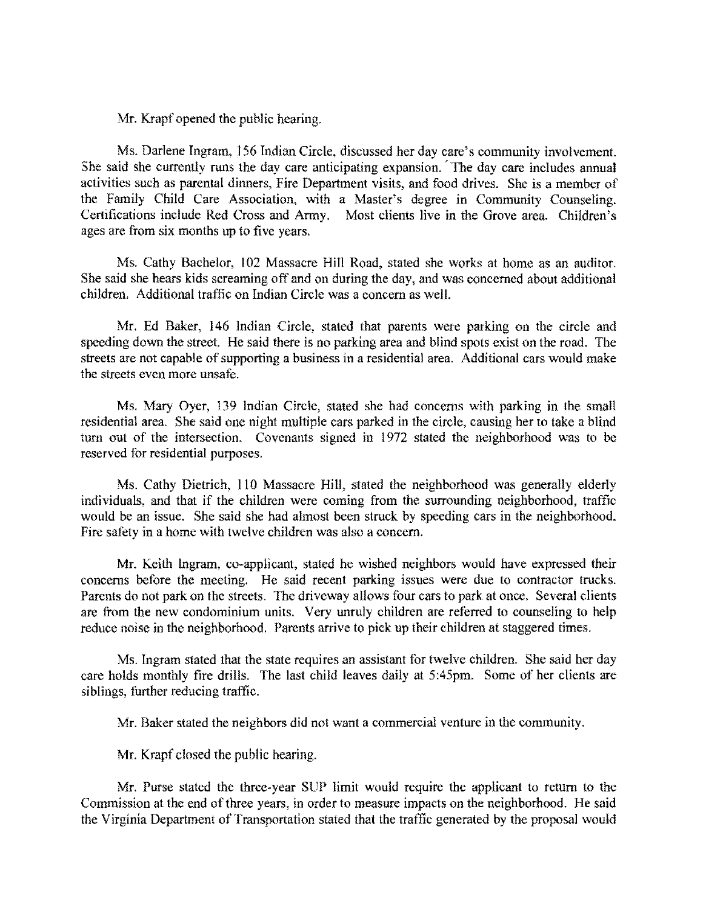Mr. Krapf opened the public hearing.

Ms. Darlene Ingram, 156 Indian Circle, discussed her day care's community involvement. She said she currently runs the day care anticipating expansion. The day care includes annual activities such as parental dinners, Fire Department visits, and food drives. She is a member of the Family Child Care Association, with a Master's degree in Community Counseling. Certifications include Red Cross and Army. Most clients live in the Grove area. Children's ages are from six months up to five years.

Ms. Cathy Bachelor, 102 Massacre Hill Road, stated she works at home as an auditor. She said she hears kids screaming off and on during the day, and was concerned about additional children. Additional traffic on Indian Circle was a concern as well.

Mr. Ed Baker, 146 Indian Circle, stated that parents were parking on the circle and speeding down the street. He said there is no parking area and blind spots exist on the road. The streets are not capable of supporting a business in a residential area. Additional cars would make the streets even more unsafe.

Ms. Mary Oyer, 139 Indian Circle, stated she had concerns with parking in the small residential area. She said one night multiple cars parked in the circle, causing her to take a blind turn out of the intersection. Covenants signed in 1972 stated the neighborhood was to be reserved for residential purposes.

Ms. Cathy Dietrich, 110 Massacre Hill, stated the neighborhood was generally elderly individuals, and that if the children were coming from the surrounding neighborhood, traffic would be an issue. She said she had almost been struck by speeding cars in the neighborhood. Fire safety in a home with twelve children was also a concern.

Mr. Keith Ingram, co-applicant, stated he wished neighbors would have expressed their concerns before the meeting. He said recent parking issues were due to contractor trucks. Parents do not park on the streets. The driveway allows four cars to park at once. Several clients are from the new condominium units. Very unruly children are referred to counseling to help reduce noise in the neighborhood. Parents arrive to pick up their children at staggered times.

Ms. Ingram stated that the state requires an assistant for twelve children. She said her day care holds monthly fire drills. The last child leaves daily at 5:45pm. Some of her clients are siblings, further reducing traffic.

Mr. Baker stated the neighbors did not want a commercial venture in the community.

Mr. Krapf closed the public hearing.

Mr. Purse stated the three-year SUP limit would require the applicant to return to the Commission at the end of three years, in order to measure impacts on the neighborhood. He said the Virginia Department of Transportation stated that the traffic generated by the proposal would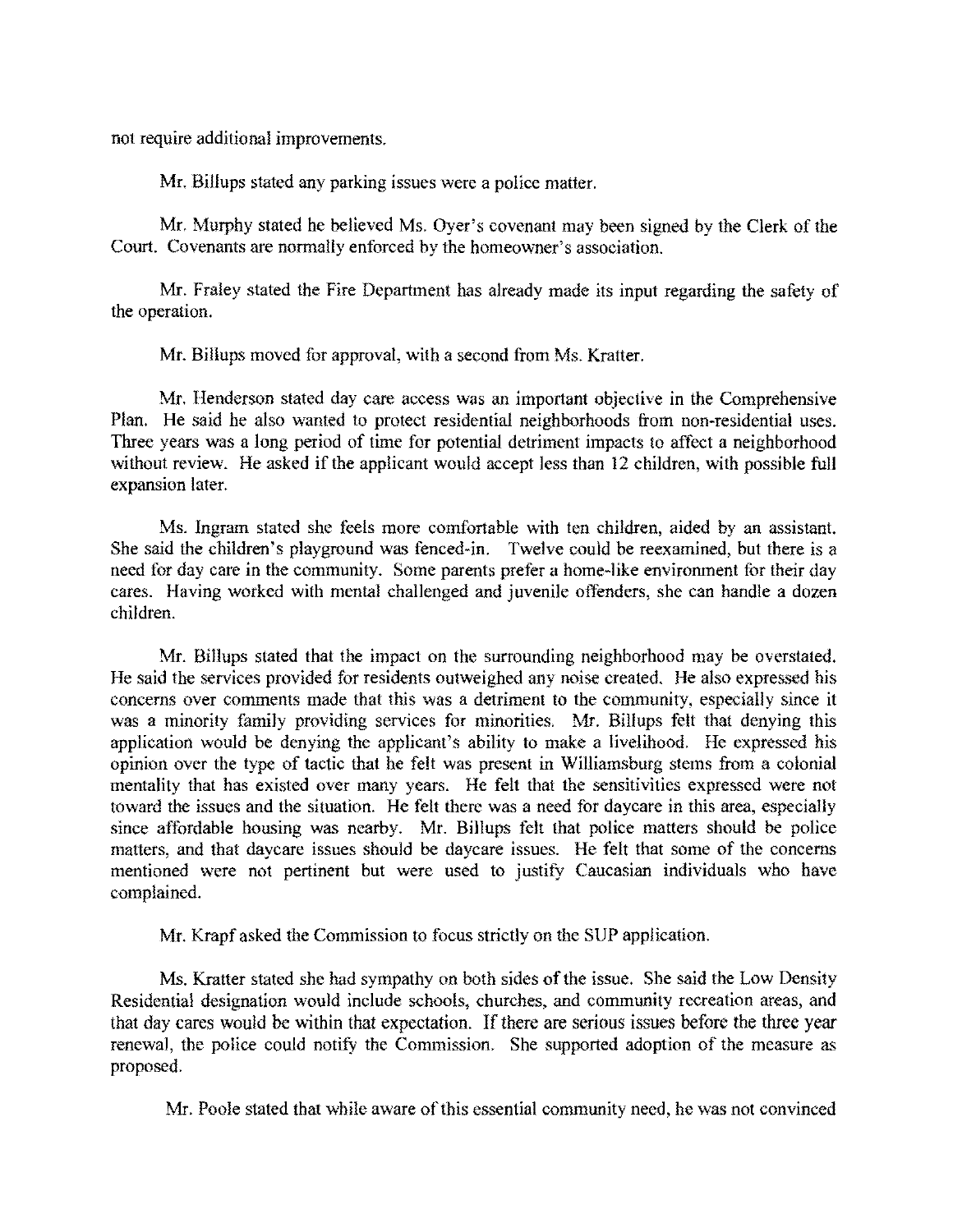not require additional improvements.

Mr. Billups stated any parking issues were a police matter.

Mr. Murphy stated he believed Ms. Oyer's covenant may been signed by the Clerk of the Court. Covenants are normally enforced by the homeowner's association.

Mr. Fraley stated the Fire Department has already made its input regarding the safety of the operation.

Mr. Billups moved for approval, with a second from Ms. Kratter.

Mr. Henderson stated day care access was an important objective in the Comprehensive Plan. He said he also wanted to protect residential neighborhoods from non-residential uses. Three years was a long period of time for potential detriment impacts to affect a neighborhood without review. He asked if the applicant would accept less than 12 children, with possible full expansion later.

Ms. Ingram stated she feels more comfortable with ten children, aided by an assistant. She said the children's playground was fenced-in. Twelve could be reexamined, but there is a need for day care in the community. Some parents prefer a home-like environment for their day cares. Having worked with mental challenged and juvenile offenders, she can handle a dozen children.

Mr. Billups stated that the impact on the surrounding neighborhood may be overstated. He said the services provided for residents outweighed any noise created. He also expressed his concerns over comments made that this was a detriment to the community, especially since it was a minority family providing services for minorities. Mr. Billups felt that denying this application would be denying the applicant's ability to make a livelihood. He expressed his opinion over the type of tactic that he felt was present in Williamsburg stems from a colonial mentality that has existed over many years. He felt that the sensitivities expressed were not toward the issues and the situation. He felt there was a need for daycare in this area, especially since affordable housing was nearby. Mr. Billups felt that police matters should be police matters, and that daycare issues should be daycare issues. He felt that some of the concerns mentioned were not pertinent but were used to justify Caucasian individuals who have complained.

Mr. Krapf asked the Commission to focus strictly on the SUP application.

Ms. Kratter stated she had sympathy on both sides of the issue. She said the Low Density Residential designation would include schools, churches, and community recreation areas, and that day cares would be within that expectation. If there are serious issues before the three year renewal, the police could notify the Commission. She supported adoption of the measure as proposed.

Mr. Poole stated that while aware of this essential community need, he was not convinced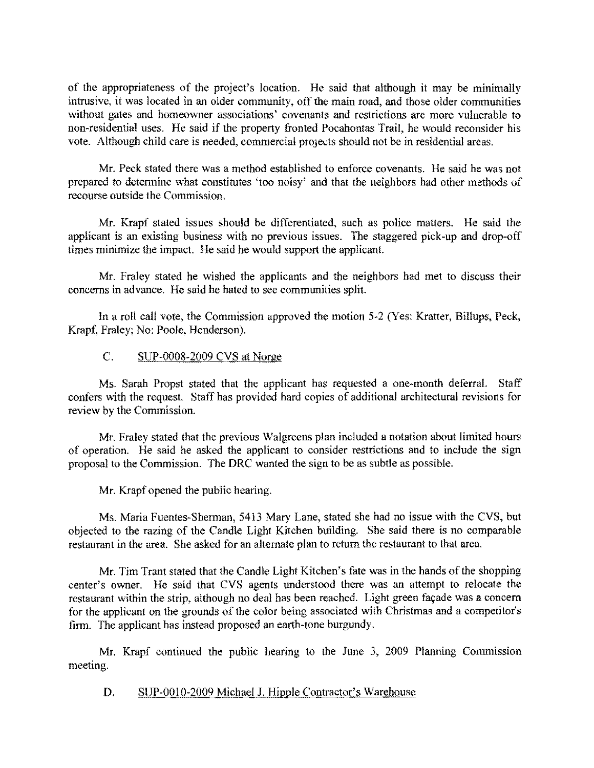of the appropriateness of the project's location. He said that although it may be minimally intrusive, it was located in an older community, off the main road, and those older communities without gates and homeowner associations' covenants and restrictions are more vulnerable to non-residential uses. He said if the property fronted Pocahontas Trail, he would reconsider his vote. Although child care is needed, commercial projects should not be in residential areas.

Mr. Peck stated there was a method established to enforce covenants. He said he was not prepared to determine what constitutes 'too noisy' and that the neighbors had other methods of recourse outside the Commission.

Mr. Krapf stated issues should be differentiated, such as police matters. He said the applicant is an existing business with no previous issues. The staggered pick-up and drop-off times minimize the impact. He said he would support the applicant.

Mr. Fraley stated he wished the applicants and the neighbors had met to discuss their concerns in advance. He said he hated to see communities split.

In a roll call vote, the Commission approved the motion 5-2 (Yes: Kratter, Billups, Peck, Krapf, Fraley; No: Poole, Henderson).

C. SUP-0008-2009 CVS at Norge

Ms. Sarah Propst stated that the applicant has requested a one-month deferral. Staff confers with the request. Staff has provided hard copies of additional architectural revisions for review by the Commission.

Mr. Fraley stated that the previous Walgreens plan included a notation about limited hours of operation. He said he asked the applicant to consider restrictions and to include the sign proposal to the Commission. The DRC wanted the sign to be as subtle as possible.

Mr. Krapf opened the public hearing.

Ms. Maria Fuentes-Sherman, 5413 Mary Lane, stated she had no issue with the CVS, but objected to the razing of the Candle Light Kitchen building. She said there is no comparable restaurant in the area. She asked for an alternate plan to return the restaurant to that area.

Mr. Tim Trant stated that the Candle Light Kitchen's fate was in the hands of the shopping center's owner. He said that CVS agents understood there was an attempt to relocate the restaurant within the strip, although no deal has been reached. Light green façade was a concern for the applicant on the grounds of the color being associated with Christmas and a competitor's firm. The applicant has instead proposed an earth-tone burgundy.

Mr. Krapf continued the public hearing to the June 3, 2009 Planning Commission meeting.

D. SUP-0010-2009 Michael J. Hipple Contractor's Warehouse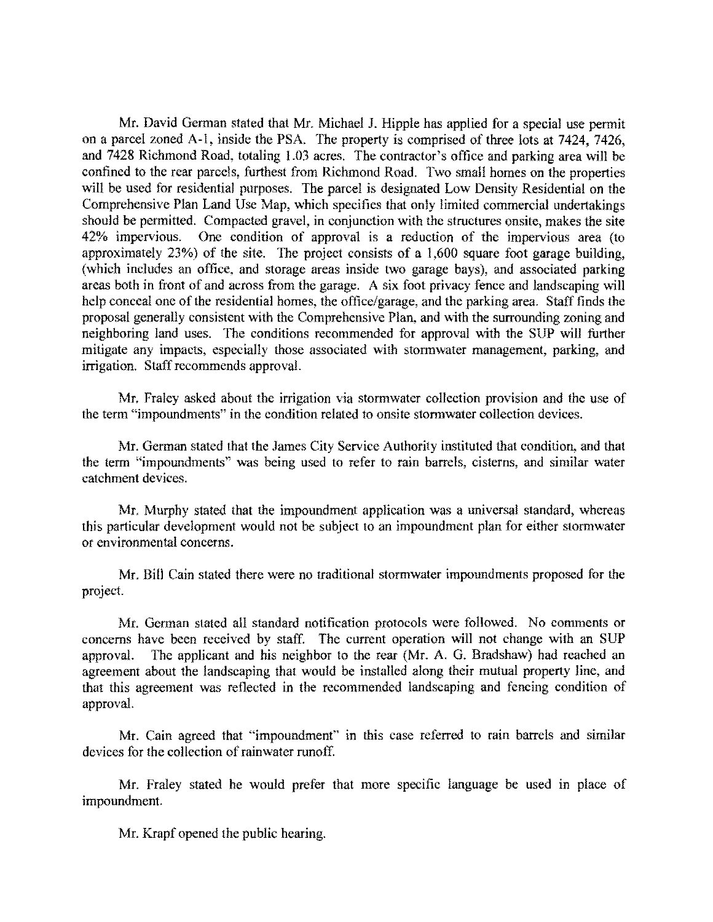Mr. David German stated that Mr. Michael J. Hipple has applied for a special use permit on a parcel zoned A-1, inside the PSA. The property is comprised of three lots at 7424, 7426, and 7428 Richmond Road, totaling 1.03 acres. The contractor's office and parking area will be confined to the rear parcels, furthest from Richmond Road. Two small homes on the properties will be used for residential purposes. The parcel is designated Low Density Residential on the Comprehensive Plan Land Use Map, which specifies that only limited commercial undertakings should be permitted. Compacted gravel, in conjunction with the structures onsite, makes the site 42% impervious. One condition of approval is a reduction of the impervious area (to approximately 23%) of the site. The project consists of a 1,600 square foot garage building, (which includes an office, and storage areas inside two garage bays), and associated parking areas both in front of and across from the garage. A six foot privacy fence and landscaping will help conceal one of the residential homes, the office/garage, and the parking area. Staff finds the proposal generally consistent with the Comprehensive Plan, and with the surrounding zoning and neighboring land uses. The conditions recommended for approval with the SUP will further mitigate any impacts, especially those associated with stormwater management, parking, and irrigation. Staff recommends approval.

Mr. Fraley asked about the irrigation via stormwater collection provision and the use of the term "impoundments" in the condition related to onsite stormwater collection devices.

Mr. German stated that the James City Service Authority instituted that condition, and that the term "impoundments" was being used to refer to rain barrels, cisterns, and similar water catchment devices.

Mr. Murphy stated that the impoundment application was a universal standard, whereas this particular development would not be subject to an impoundment plan for either stormwater or environmental concerns.

Mr. Bill Cain stated there were no traditional stormwater impoundments proposed for the project.

Mr. German stated all standard notification protocols were followed. No comments or concerns have been received by staff. The current operation will not change with an SUP approval. The applicant and his neighbor to the rear (Mr. A. G. Bradshaw) had reached an agreement about the landscaping that would be installed along their mutual property line, and that this agreement was reflected in the recommended landscaping and fencing condition of approval.

Mr. Cain agreed that "impoundment" in this case referred to rain barrels and similar devices for the collection of rainwater runoff.

Mr. Fraley stated he would prefer that more specific language be used in place of impoundment.

Mr. Krapf opened the public hearing.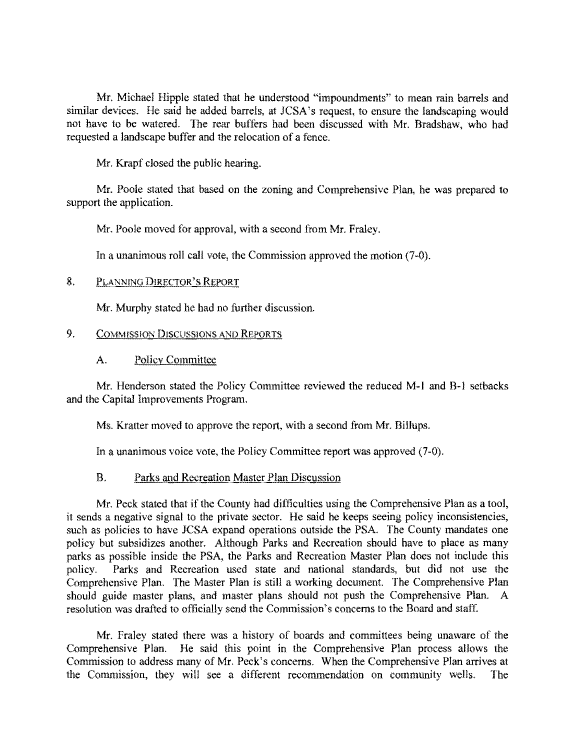Mr. Michael Hipple stated that he understood "impoundments" to mean rain barrels and similar devices. He said he added barrels, at JCSA's request, to ensure the landscaping would not have to be watered. The rear buffers had been discussed with Mr. Bradshaw, who had requested a landscape buffer and the relocation of a fence.

Mr. Krapf closed the public hearing.

Mr. Poole stated that based on the zoning and Comprehensive Plan, he was prepared to support the application.

Mr. Poole moved for approval, with a second from Mr. Fraley.

In a unanimous roll call vote, the Commission approved the motion (7-0).

8. PLANNING DIRECTOR'S REPORT

Mr. Murphy stated he had no further discussion.

9. COMMISSION DISCUSSIONS AND REPORTS

A. Policy Committee

Mr. Henderson stated the Policy Committee reviewed the reduced M-1 and B-1 setbacks and the Capital Improvements Program.

Ms. Kratter moved to approve the report, with a second from Mr. Billups.

In a unanimous voice vote, the Policy Committee report was approved (7-0).

B. Parks and Recreation Master Plan Discussion

Mr. Peck stated that if the County had difficulties using the Comprehensive Plan as a tool, it sends a negative signal to the private sector. He said he keeps seeing policy inconsistencies, such as policies to have JCSA expand operations outside the PSA. The County mandates one policy but subsidizes another. Although Parks and Recreation should have to place as many parks as possible inside the PSA, the Parks and Recreation Master Plan does not include this policy. Parks and Recreation used state and national standards, but did not use the Comprehensive Plan. The Master Plan is still a working document. The Comprehensive Plan should guide master plans, and master plans should not push the Comprehensive Plan. A resolution was drafted to officially send the Commission's concerns to the Board and staff.

Mr. Fraley stated there was a history of boards and committees being unaware of the Comprehensive Plan. He said this point in the Comprehensive Plan process allows the Commission to address many of Mr. Peck's concerns. When the Comprehensive Plan arrives at the Commission, they will see a different recommendation on community wells. The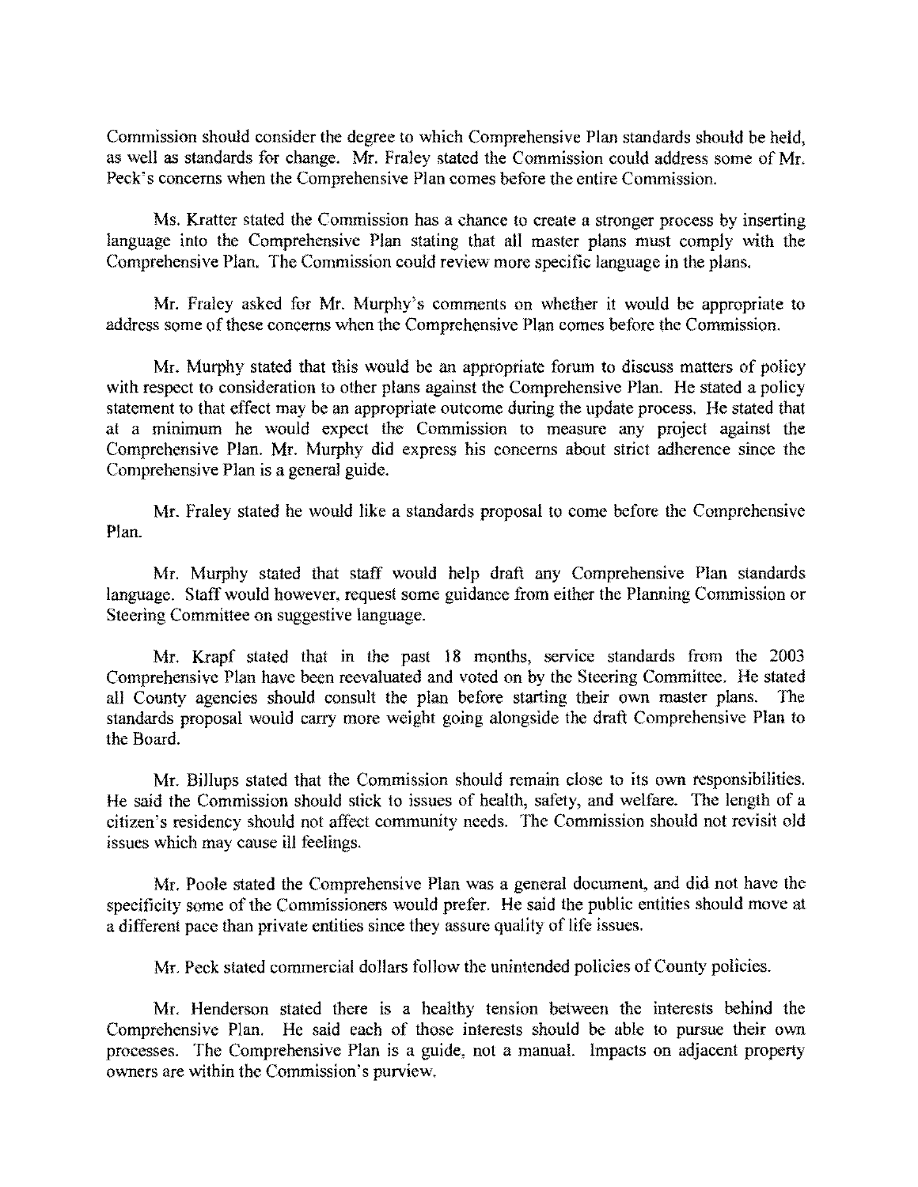Commission should consider the degree to which Comprehensive Plan standards should be held, as well as standards for change. Mr. Fraley stated the Commission could address some of Mr. Peck's concerns when the Comprehensive Plan comes before the entire Commission.

Ms. Kratter stated the Commission has a chance to create a stronger process by inserting language into the Comprehensive Plan stating that all master plans must comply with the Comprehensive Plan. The Commission could review more specific language in the plans.

Mr. Fraley asked for Mr. Murphy's comments on whether it would be appropriate to address some of these concerns when the Comprehensive Plan comes before the Commission.

Mr. Murphy stated that this would be an appropriate forum to discuss matters of policy with respect to consideration to other plans against the Comprehensive Plan. He stated a policy statement to that effect may be an appropriate outcome during the update process. He stated that at a minimum he would expect the Commission to measure any project against the Comprehensive Plan. Mr. Murphy did express his concerns about strict adherence since the Comprehensive Plan is a general guide.

Mr. Fraley stated he would like a standards proposal to come before the Comprehensive Plan.

Mr. Murphy stated that staff would help draft any Comprehensive Plan standards language. Staff would however, request some guidance from either the Planning Commission or Steering Committee on suggestive language.

Mr. Krapf stated that in the past 18 months, service standards from the 2003 Comprehensive Plan have been reevaluated and voted on by the Steering Committee. He stated all County agencies should consult the plan before starting their own master plans. The standards proposal would carry more weight going alongside the draft Comprehensive Plan to the Board.

Mr. Billups stated that the Commission should remain close to its own responsibilities. He said the Commission should stick to issues of health, safety, and welfare. The length of a citizen's residency should not affect community needs. The Commission should not revisit old issues which may cause ill feelings.

Mr. Poole stated the Comprehensive Plan was a general document, and did not have the specificity some of the Commissioners would prefer. He said the public entities should move at a different pace than private entities since they assure quality of life issues.

Mr. Peck stated commercial dollars follow the unintended policies of County policies.

Mr. Henderson stated there is a healthy tension between the interests behind the Comprehensive Plan. He said each of those interests should be able to pursue their own processes. The Comprehensive Plan is a guide, not a manual. Impacts on adjacent property owners are within the Commission's purview.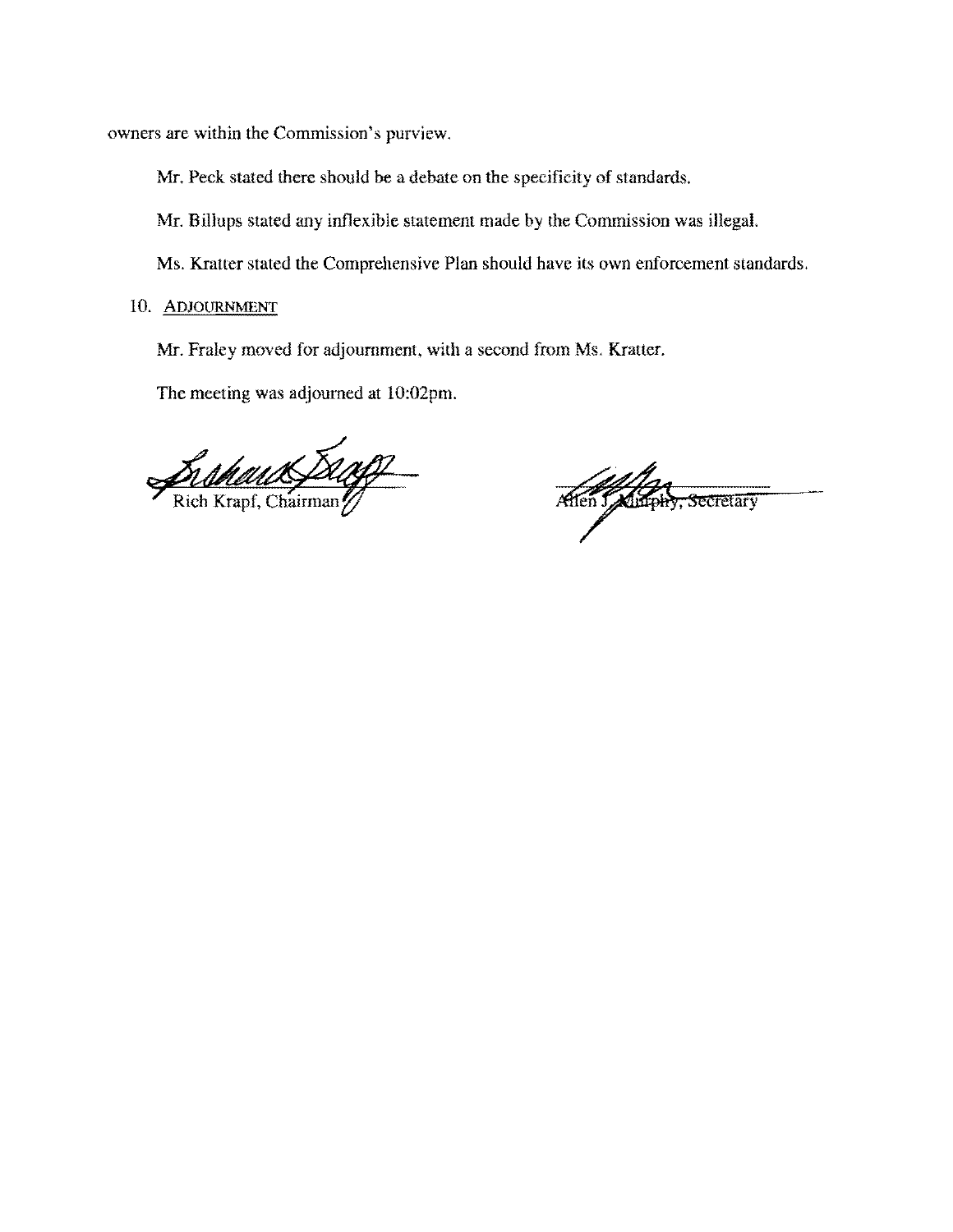owners are within the Commission's purview.

Mr. Peck stated there should be a debate on the specificity of standards.

Mr. Billups stated any inflexible statement made by the Commission was illegal.

Ms. Kratter stated the Comprehensive Plan should have its own enforcement standards.

10. ADJOURNMENT

Mr. Fraley moved for adjournment, with a second from Ms. Kratter.

The meeting was adjourned at 10:02pm.

Rich Krapf, Chairman

Allen J. Murphy, Secretary